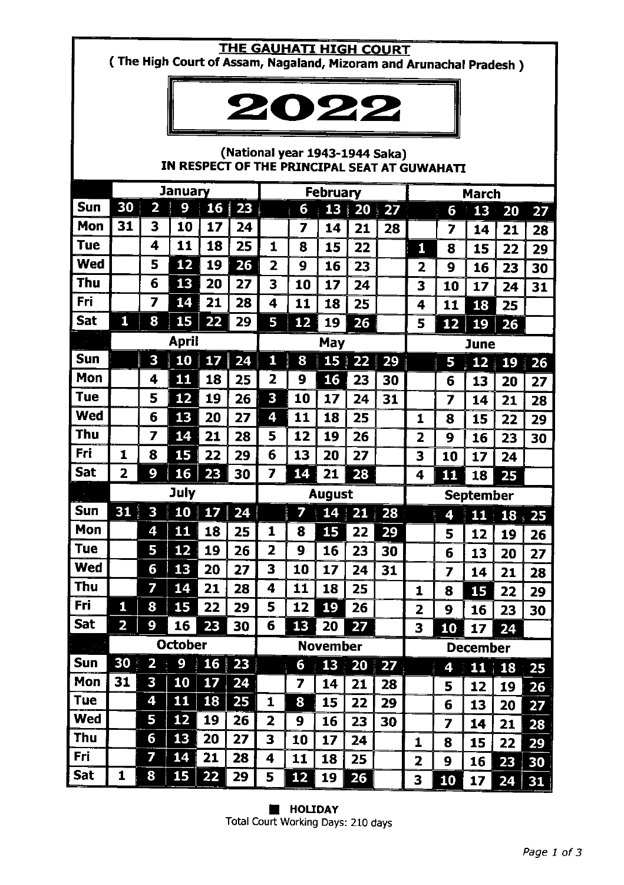# THE GAUHATI HIGH COURT

**( The High Court of Assam, Nagaland, Mizoram and Arunachal Pradesh )**

# 2022

**(National year 1943-1944 Saka)**

**IN RESPECT OF THE PRINCIPAL SEAT AT GUWAHATI**

Holidays are shown in **bold**.

### January

| Day | | | | | |
|---|---|---|---|---|---|
| Sun | **30** | **2** | **9** | **16** | **23** |
| Mon | 31 | 3 | 10 | 17 | 24 |
| Tue | | 4 | 11 | 18 | 25 |
| Wed | | 5 | **12** | 19 | **26** |
| Thu | | 6 | **13** | 20 | 27 |
| Fri | | 7 | **14** | 21 | 28 |
| Sat | **1** | **8** | **15** | **22** | 29 |

### February

| Day | | | | | |
|---|---|---|---|---|---|
| Sun | | **6** | **13** | **20** | **27** |
| Mon | | 7 | 14 | 21 | 28 |
| Tue | 1 | 8 | 15 | 22 | |
| Wed | 2 | 9 | 16 | 23 | |
| Thu | 3 | 10 | 17 | 24 | |
| Fri | 4 | 11 | 18 | 25 | |
| Sat | **5** | **12** | 19 | **26** | |

### March

| Day | | | | | |
|---|---|---|---|---|---|
| Sun | | **6** | **13** | **20** | **27** |
| Mon | | 7 | 14 | 21 | 28 |
| Tue | **1** | 8 | 15 | 22 | 29 |
| Wed | 2 | 9 | 16 | 23 | 30 |
| Thu | 3 | 10 | 17 | 24 | 31 |
| Fri | 4 | 11 | **18** | 25 | |
| Sat | 5 | **12** | **19** | **26** | |

### April

| Day | | | | | |
|---|---|---|---|---|---|
| Sun | | **3** | **10** | **17** | **24** |
| Mon | | 4 | **11** | 18 | 25 |
| Tue | | 5 | **12** | 19 | 26 |
| Wed | | 6 | **13** | 20 | 27 |
| Thu | | 7 | **14** | 21 | 28 |
| Fri | 1 | 8 | **15** | 22 | 29 |
| Sat | 2 | **9** | **16** | **23** | 30 |

### May

| Day | | | | | |
|---|---|---|---|---|---|
| Sun | **1** | **8** | **15** | **22** | **29** |
| Mon | 2 | 9 | **16** | 23 | 30 |
| Tue | **3** | 10 | 17 | 24 | 31 |
| Wed | **4** | 11 | 18 | 25 | |
| Thu | 5 | 12 | 19 | 26 | |
| Fri | 6 | 13 | 20 | 27 | |
| Sat | 7 | **14** | 21 | **28** | |

### June

| Day | | | | | |
|---|---|---|---|---|---|
| Sun | | **5** | **12** | **19** | **26** |
| Mon | | 6 | 13 | 20 | 27 |
| Tue | | 7 | 14 | 21 | 28 |
| Wed | 1 | 8 | 15 | 22 | 29 |
| Thu | 2 | 9 | 16 | 23 | 30 |
| Fri | 3 | 10 | 17 | 24 | |
| Sat | 4 | **11** | 18 | **25** | |

### July

| Day | | | | | |
|---|---|---|---|---|---|
| Sun | **31** | **3** | **10** | **17** | **24** |
| Mon | | **4** | **11** | 18 | 25 |
| Tue | | **5** | **12** | 19 | 26 |
| Wed | | **6** | **13** | 20 | 27 |
| Thu | | **7** | 14 | 21 | 28 |
| Fri | **1** | **8** | 15 | 22 | 29 |
| Sat | **2** | **9** | 16 | **23** | 30 |

### August

| Day | | | | | |
|---|---|---|---|---|---|
| Sun | | **7** | **14** | **21** | **28** |
| Mon | 1 | 8 | **15** | 22 | **29** |
| Tue | 2 | 9 | 16 | 23 | 30 |
| Wed | 3 | 10 | 17 | 24 | 31 |
| Thu | 4 | 11 | 18 | 25 | |
| Fri | 5 | 12 | **19** | 26 | |
| Sat | 6 | **13** | 20 | **27** | |

### September

| Day | | | | | |
|---|---|---|---|---|---|
| Sun | | **4** | **11** | **18** | **25** |
| Mon | | 5 | 12 | 19 | 26 |
| Tue | | 6 | 13 | 20 | 27 |
| Wed | | 7 | 14 | 21 | 28 |
| Thu | 1 | 8 | **15** | 22 | 29 |
| Fri | 2 | 9 | 16 | 23 | 30 |
| Sat | 3 | **10** | 17 | **24** | |

### October

| Day | | | | | |
|---|---|---|---|---|---|
| Sun | **30** | **2** | **9** | **16** | **23** |
| Mon | 31 | **3** | **10** | **17** | **24** |
| Tue | | **4** | **11** | **18** | **25** |
| Wed | | **5** | **12** | 19 | 26 |
| Thu | | **6** | **13** | 20 | 27 |
| Fri | | **7** | **14** | 21 | 28 |
| Sat | 1 | **8** | **15** | **22** | 29 |

### November

| Day | | | | | |
|---|---|---|---|---|---|
| Sun | | **6** | **13** | **20** | **27** |
| Mon | | 7 | 14 | 21 | 28 |
| Tue | 1 | **8** | 15 | 22 | 29 |
| Wed | 2 | 9 | 16 | 23 | 30 |
| Thu | 3 | 10 | 17 | 24 | |
| Fri | 4 | 11 | 18 | 25 | |
| Sat | 5 | **12** | 19 | **26** | |

### December

| Day | | | | | |
|---|---|---|---|---|---|
| Sun | | **4** | **11** | **18** | **25** |
| Mon | | 5 | 12 | 19 | **26** |
| Tue | | 6 | 13 | 20 | **27** |
| Wed | | 7 | 14 | 21 | **28** |
| Thu | 1 | 8 | 15 | 22 | **29** |
| Fri | 2 | 9 | 16 | **23** | **30** |
| Sat | 3 | **10** | 17 | **24** | **31** |

**■ HOLIDAY**

Total Court Working Days: 210 days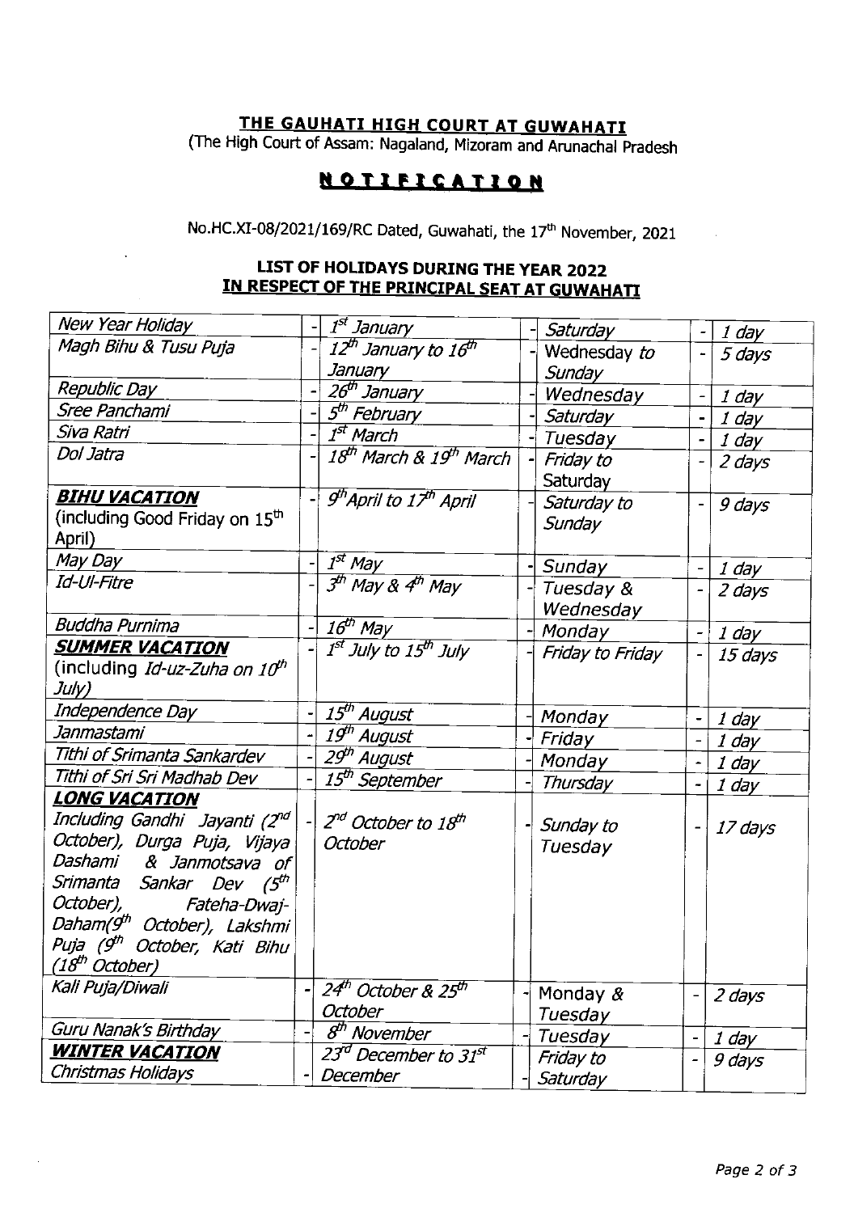**THE GAUHATI HIGH COURT AT GUWAHATI**
(The High Court of Assam: Nagaland, Mizoram and Arunachal Pradesh

**NOTIFICATION**

No.HC.XI-08/2021/169/RC Dated, Guwahati, the 17th November, 2021

**LIST OF HOLIDAYS DURING THE YEAR 2022**
**IN RESPECT OF THE PRINCIPAL SEAT AT GUWAHATI**

| Holiday | | Date | | Day | | Duration |
|---|---|---|---|---|---|---|
| *New Year Holiday* | - | *1st January* | - | *Saturday* | - | *1 day* |
| *Magh Bihu & Tusu Puja* | - | *12th January to 16th January* | - | Wednesday *to Sunday* | - | *5 days* |
| *Republic Day* | - | *26th January* | - | *Wednesday* | - | *1 day* |
| *Sree Panchami* | - | *5th February* | - | *Saturday* | - | *1 day* |
| *Siva Ratri* | - | *1st March* | - | *Tuesday* | - | *1 day* |
| *Dol Jatra* | - | *18th March & 19th March* | - | *Friday to* Saturday | - | *2 days* |
| ***BIHU VACATION*** (including Good Friday on 15th April) | - | *9th April to 17th April* | - | *Saturday to Sunday* | - | *9 days* |
| *May Day* | - | *1st May* | - | *Sunday* | - | *1 day* |
| *Id-Ul-Fitre* | - | *3th May & 4th May* | - | *Tuesday & Wednesday* | - | *2 days* |
| *Buddha Purnima* | - | *16th May* | - | *Monday* | - | *1 day* |
| ***SUMMER VACATION*** (including *Id-uz-Zuha on 10th July)* | - | *1st July to 15th July* | - | *Friday to Friday* | - | *15 days* |
| *Independence Day* | - | *15th August* | - | *Monday* | - | *1 day* |
| *Janmastami* | - | *19th August* | - | *Friday* | - | *1 day* |
| *Tithi of Srimanta Sankardev* | - | *29th August* | - | *Monday* | - | *1 day* |
| *Tithi of Sri Sri Madhab Dev* | - | *15th September* | - | *Thursday* | - | *1 day* |
| ***LONG VACATION*** *Including Gandhi Jayanti (2nd October), Durga Puja, Vijaya Dashami & Janmotsava of Srimanta Sankar Dev (5th October), Fateha-Dwaj-Daham(9th October), Lakshmi Puja (9th October, Kati Bihu (18th October)* | - | *2nd October to 18th October* | - | *Sunday to Tuesday* | - | *17 days* |
| *Kali Puja/Diwali* | - | *24th October & 25th October* | - | Monday & *Tuesday* | - | *2 days* |
| *Guru Nanak's Birthday* | - | *8th November* | - | *Tuesday* | - | *1 day* |
| ***WINTER VACATION*** *Christmas Holidays* | - | *23rd December to 31st December* | - | *Friday to Saturday* | - | *9 days* |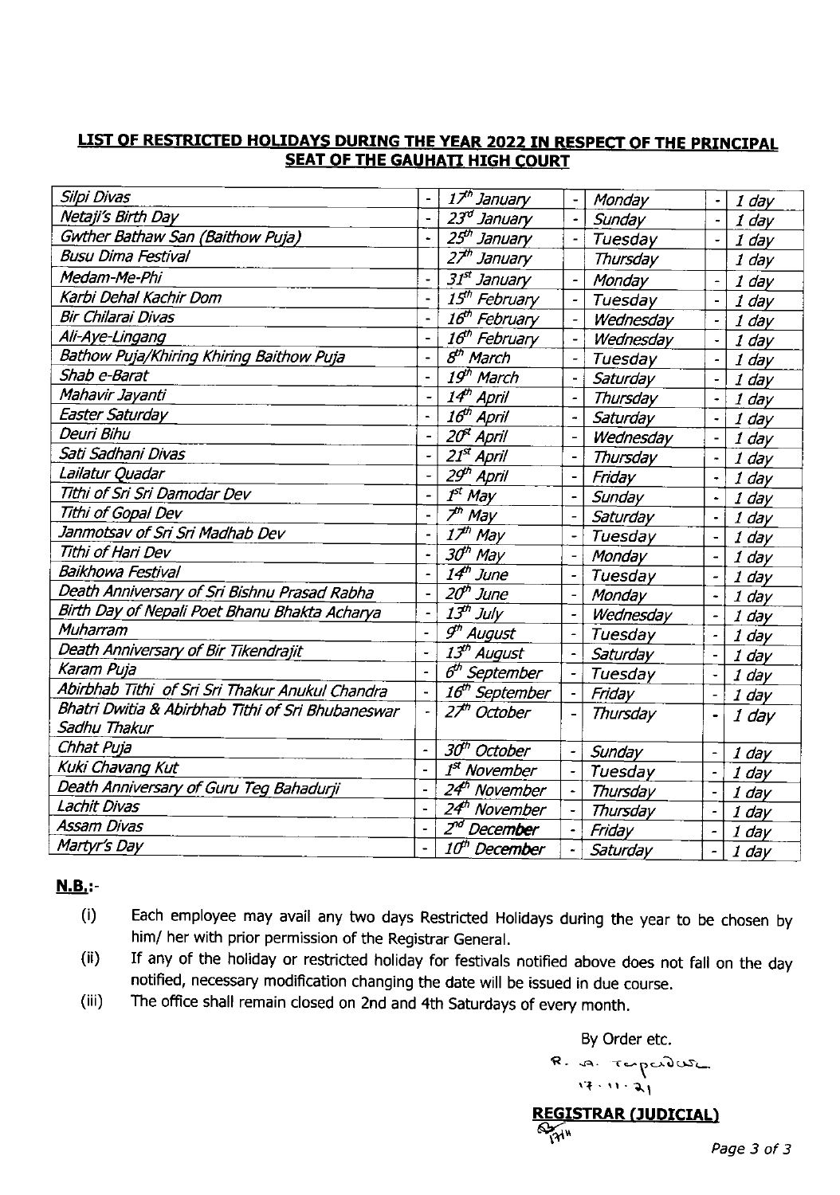## LIST OF RESTRICTED HOLIDAYS DURING THE YEAR 2022 IN RESPECT OF THE PRINCIPAL SEAT OF THE GAUHATI HIGH COURT

| | | | | | | |
|---|---|---|---|---|---|---|
| Silpi Divas | - | 17th January | - | Monday | - | 1 day |
| Netaji's Birth Day | - | 23rd January | - | Sunday | - | 1 day |
| Gwther Bathaw San (Baithow Puja) | - | 25th January | - | Tuesday | - | 1 day |
| Busu Dima Festival | | 27th January | | Thursday | | 1 day |
| Medam-Me-Phi | - | 31st January | - | Monday | - | 1 day |
| Karbi Dehal Kachir Dom | - | 15th February | - | Tuesday | - | 1 day |
| Bir Chilarai Divas | - | 16th February | - | Wednesday | - | 1 day |
| Ali-Aye-Lingang | - | 16th February | - | Wednesday | - | 1 day |
| Bathow Puja/Khiring Khiring Baithow Puja | - | 8th March | - | Tuesday | - | 1 day |
| Shab e-Barat | - | 19th March | - | Saturday | - | 1 day |
| Mahavir Jayanti | - | 14th April | - | Thursday | - | 1 day |
| Easter Saturday | - | 16th April | - | Saturday | - | 1 day |
| Deuri Bihu | - | 20st April | - | Wednesday | - | 1 day |
| Sati Sadhani Divas | - | 21st April | - | Thursday | - | 1 day |
| Lailatur Quadar | - | 29th April | - | Friday | - | 1 day |
| Tithi of Sri Sri Damodar Dev | - | 1st May | - | Sunday | - | 1 day |
| Tithi of Gopal Dev | - | 7th May | - | Saturday | - | 1 day |
| Janmotsav of Sri Sri Madhab Dev | - | 17th May | - | Tuesday | - | 1 day |
| Tithi of Hari Dev | - | 30th May | - | Monday | - | 1 day |
| Baikhowa Festival | - | 14th June | - | Tuesday | - | 1 day |
| Death Anniversary of Sri Bishnu Prasad Rabha | - | 20th June | - | Monday | - | 1 day |
| Birth Day of Nepali Poet Bhanu Bhakta Acharya | - | 13th July | - | Wednesday | - | 1 day |
| Muharram | - | 9th August | - | Tuesday | - | 1 day |
| Death Anniversary of Bir Tikendrajit | - | 13th August | - | Saturday | - | 1 day |
| Karam Puja | - | 6th September | - | Tuesday | - | 1 day |
| Abirbhab Tithi of Sri Sri Thakur Anukul Chandra | - | 16th September | - | Friday | - | 1 day |
| Bhatri Dwitia & Abirbhab Tithi of Sri Bhubaneswar Sadhu Thakur | - | 27th October | - | Thursday | - | 1 day |
| Chhat Puja | - | 30th October | - | Sunday | - | 1 day |
| Kuki Chavang Kut | - | 1st November | - | Tuesday | - | 1 day |
| Death Anniversary of Guru Teg Bahadurji | - | 24th November | - | Thursday | - | 1 day |
| Lachit Divas | - | 24th November | - | Thursday | - | 1 day |
| Assam Divas | - | 2nd December | - | Friday | - | 1 day |
| Martyr's Day | - | 10th December | - | Saturday | - | 1 day |

**N.B.:-**

(i) Each employee may avail any two days Restricted Holidays during the year to be chosen by him/ her with prior permission of the Registrar General.

(ii) If any of the holiday or restricted holiday for festivals notified above does not fall on the day notified, necessary modification changing the date will be issued in due course.

(iii) The office shall remain closed on 2nd and 4th Saturdays of every month.

By Order etc.

R. A. Tapadar
17.11.21

**REGISTRAR (JUDICIAL)**